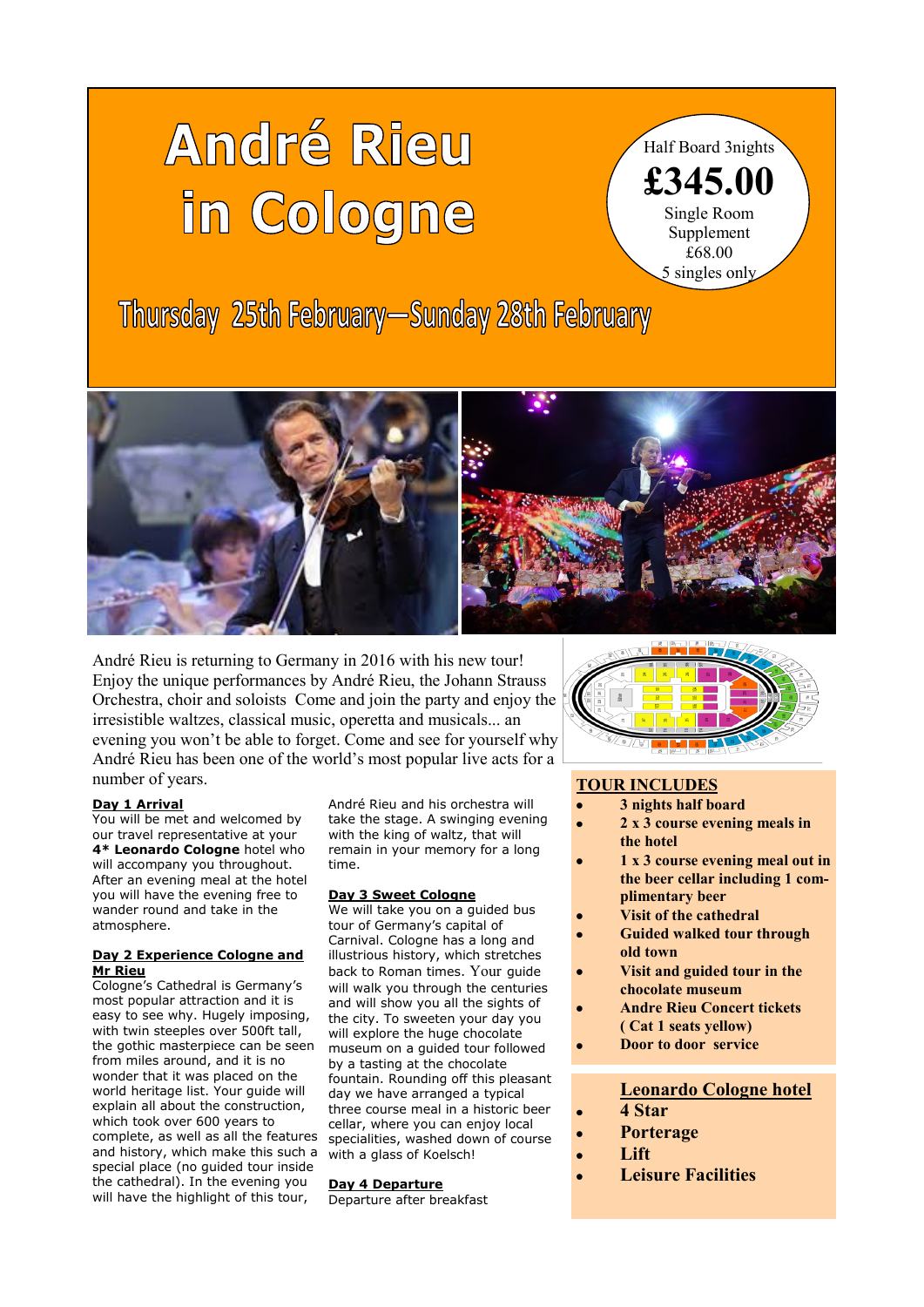# André Rieu in Cologne

Half Board 3nights
**£345.00**
Single Room Supplement £68.00
5 singles only

## Thursday 25th February—Sunday 28th February

André Rieu is returning to Germany in 2016 with his new tour! Enjoy the unique performances by André Rieu, the Johann Strauss Orchestra, choir and soloists Come and join the party and enjoy the irresistible waltzes, classical music, operetta and musicals... an evening you won't be able to forget. Come and see for yourself why André Rieu has been one of the world's most popular live acts for a number of years.

### Day 1 Arrival

You will be met and welcomed by our travel representative at your **4* Leonardo Cologne** hotel who will accompany you throughout. After an evening meal at the hotel you will have the evening free to wander round and take in the atmosphere.

### Day 2 Experience Cologne and Mr Rieu

Cologne's Cathedral is Germany's most popular attraction and it is easy to see why. Hugely imposing, with twin steeples over 500ft tall, the gothic masterpiece can be seen from miles around, and it is no wonder that it was placed on the world heritage list. Your guide will explain all about the construction, which took over 600 years to complete, as well as all the features and history, which make this such a special place (no guided tour inside the cathedral). In the evening you will have the highlight of this tour, André Rieu and his orchestra will take the stage. A swinging evening with the king of waltz, that will remain in your memory for a long time.

### Day 3 Sweet Cologne

We will take you on a guided bus tour of Germany's capital of Carnival. Cologne has a long and illustrious history, which stretches back to Roman times. Your guide will walk you through the centuries and will show you all the sights of the city. To sweeten your day you will explore the huge chocolate museum on a guided tour followed by a tasting at the chocolate fountain. Rounding off this pleasant day we have arranged a typical three course meal in a historic beer cellar, where you can enjoy local specialities, washed down of course with a glass of Koelsch!

### Day 4 Departure

Departure after breakfast

## TOUR INCLUDES

- **3 nights half board**
- **2 x 3 course evening meals in the hotel**
- **1 x 3 course evening meal out in the beer cellar including 1 complimentary beer**
- **Visit of the cathedral**
- **Guided walked tour through old town**
- **Visit and guided tour in the chocolate museum**
- **Andre Rieu Concert tickets ( Cat 1 seats yellow)**
- **Door to door service**

## Leonardo Cologne hotel

- **4 Star**
- **Porterage**
- **Lift**
- **Leisure Facilities**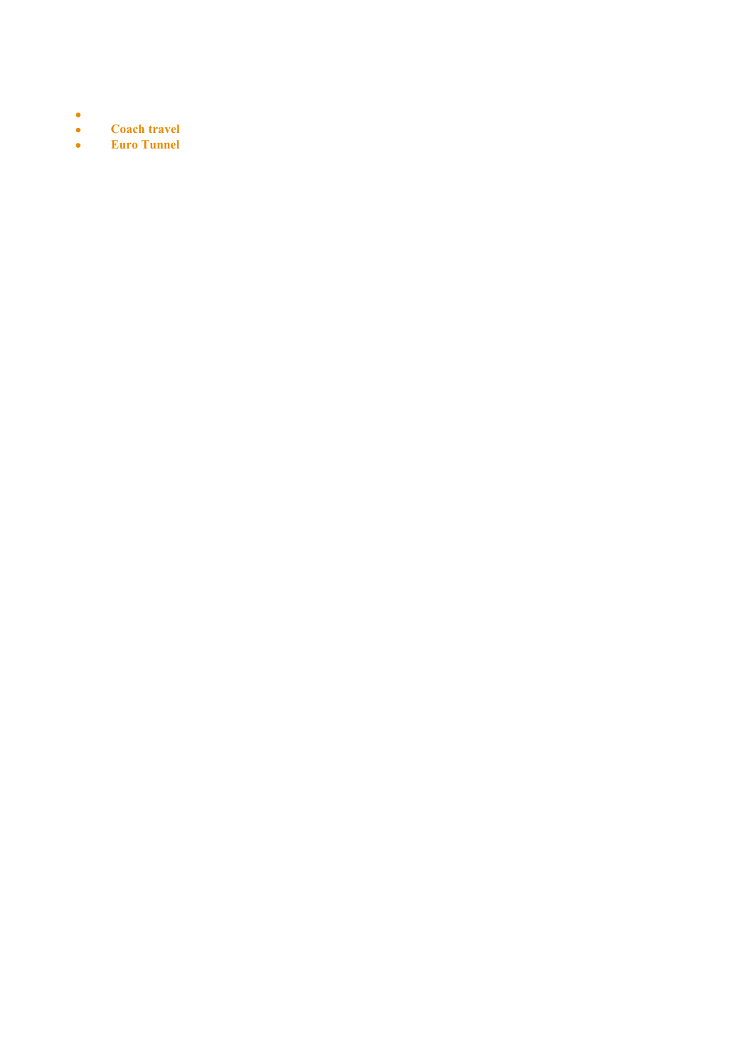- 
- **Coach travel**
- **Euro Tunnel**